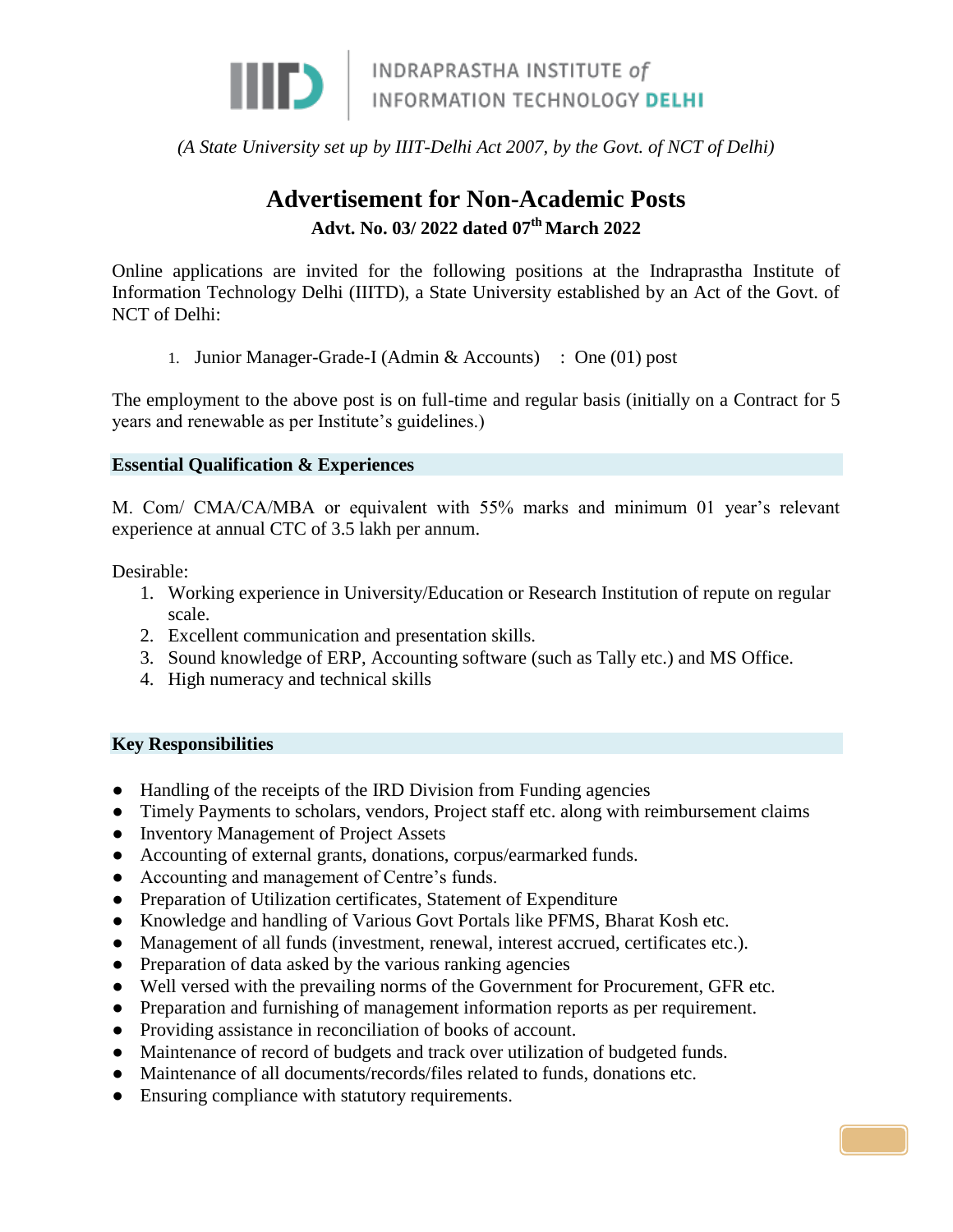INDRAPRASTHA INSTITUTE *of* INFORMATION TECHNOLOGY **DELHI**

*(A State University set up by IIIT-Delhi Act 2007, by the Govt. of NCT of Delhi)*

# Advertisement for Non-Academic Posts

**Advt. No. 03/ 2022 dated 07th March 2022**

Online applications are invited for the following positions at the Indraprastha Institute of Information Technology Delhi (IIITD), a State University established by an Act of the Govt. of NCT of Delhi:

1. Junior Manager-Grade-I (Admin & Accounts) : One (01) post

The employment to the above post is on full-time and regular basis (initially on a Contract for 5 years and renewable as per Institute's guidelines.)

## Essential Qualification & Experiences

M. Com/ CMA/CA/MBA or equivalent with 55% marks and minimum 01 year's relevant experience at annual CTC of 3.5 lakh per annum.

Desirable:

1. Working experience in University/Education or Research Institution of repute on regular scale.
2. Excellent communication and presentation skills.
3. Sound knowledge of ERP, Accounting software (such as Tally etc.) and MS Office.
4. High numeracy and technical skills

## Key Responsibilities

- Handling of the receipts of the IRD Division from Funding agencies
- Timely Payments to scholars, vendors, Project staff etc. along with reimbursement claims
- Inventory Management of Project Assets
- Accounting of external grants, donations, corpus/earmarked funds.
- Accounting and management of Centre's funds.
- Preparation of Utilization certificates, Statement of Expenditure
- Knowledge and handling of Various Govt Portals like PFMS, Bharat Kosh etc.
- Management of all funds (investment, renewal, interest accrued, certificates etc.).
- Preparation of data asked by the various ranking agencies
- Well versed with the prevailing norms of the Government for Procurement, GFR etc.
- Preparation and furnishing of management information reports as per requirement.
- Providing assistance in reconciliation of books of account.
- Maintenance of record of budgets and track over utilization of budgeted funds.
- Maintenance of all documents/records/files related to funds, donations etc.
- Ensuring compliance with statutory requirements.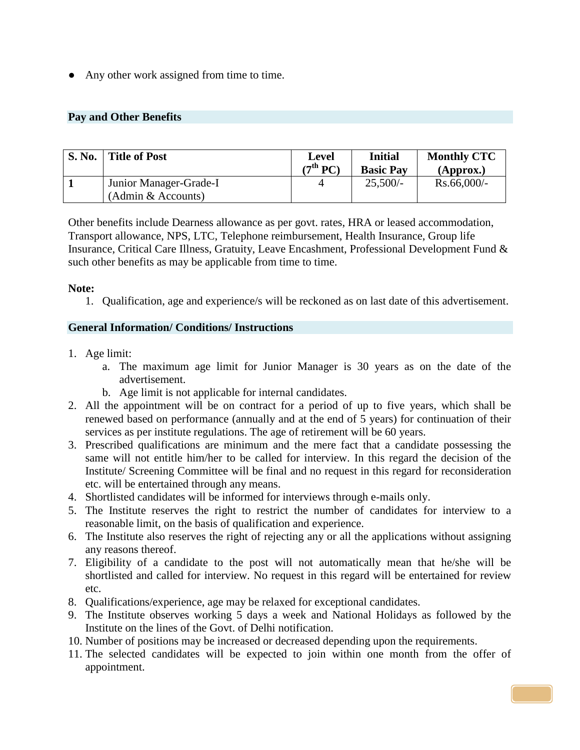- Any other work assigned from time to time.

## Pay and Other Benefits

| S. No. | Title of Post | Level ($7^{th}$ PC) | Initial Basic Pay | Monthly CTC (Approx.) |
|---|---|---|---|---|
| 1 | Junior Manager-Grade-I (Admin & Accounts) | 4 | 25,500/- | Rs.66,000/- |

Other benefits include Dearness allowance as per govt. rates, HRA or leased accommodation, Transport allowance, NPS, LTC, Telephone reimbursement, Health Insurance, Group life Insurance, Critical Care Illness, Gratuity, Leave Encashment, Professional Development Fund & such other benefits as may be applicable from time to time.

**Note:**

1. Qualification, age and experience/s will be reckoned as on last date of this advertisement.

## General Information/ Conditions/ Instructions

1. Age limit:
   a. The maximum age limit for Junior Manager is 30 years as on the date of the advertisement.
   b. Age limit is not applicable for internal candidates.
2. All the appointment will be on contract for a period of up to five years, which shall be renewed based on performance (annually and at the end of 5 years) for continuation of their services as per institute regulations. The age of retirement will be 60 years.
3. Prescribed qualifications are minimum and the mere fact that a candidate possessing the same will not entitle him/her to be called for interview. In this regard the decision of the Institute/ Screening Committee will be final and no request in this regard for reconsideration etc. will be entertained through any means.
4. Shortlisted candidates will be informed for interviews through e-mails only.
5. The Institute reserves the right to restrict the number of candidates for interview to a reasonable limit, on the basis of qualification and experience.
6. The Institute also reserves the right of rejecting any or all the applications without assigning any reasons thereof.
7. Eligibility of a candidate to the post will not automatically mean that he/she will be shortlisted and called for interview. No request in this regard will be entertained for review etc.
8. Qualifications/experience, age may be relaxed for exceptional candidates.
9. The Institute observes working 5 days a week and National Holidays as followed by the Institute on the lines of the Govt. of Delhi notification.
10. Number of positions may be increased or decreased depending upon the requirements.
11. The selected candidates will be expected to join within one month from the offer of appointment.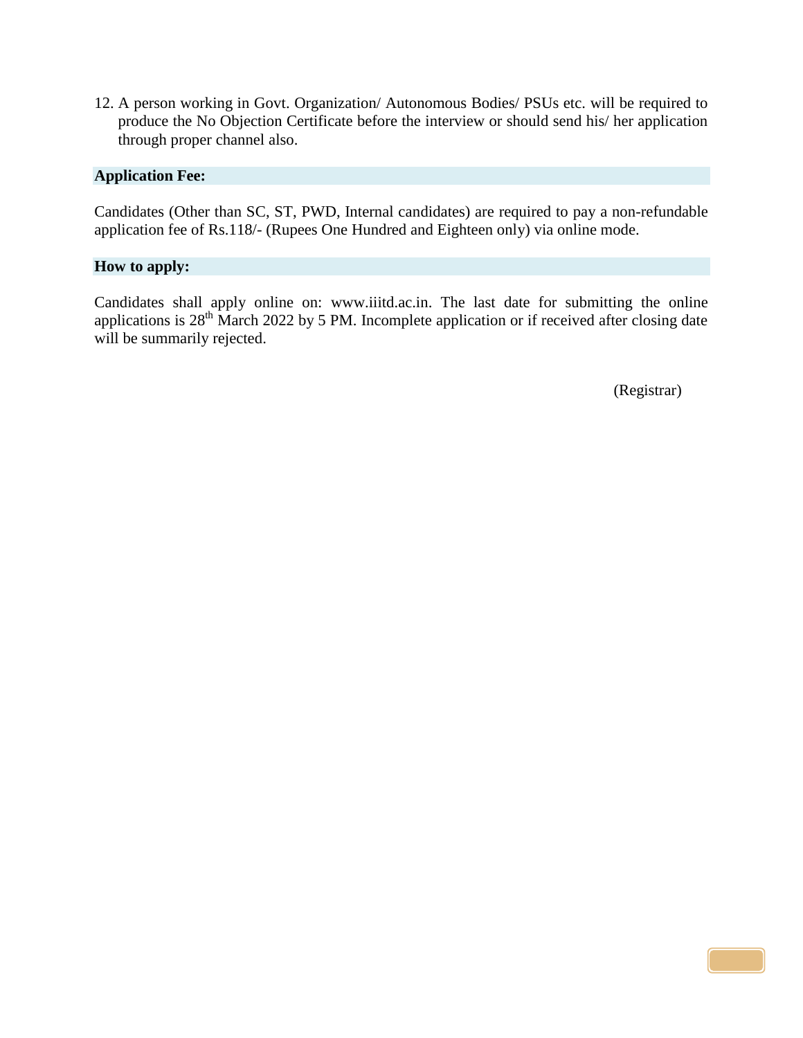12. A person working in Govt. Organization/ Autonomous Bodies/ PSUs etc. will be required to produce the No Objection Certificate before the interview or should send his/ her application through proper channel also.

**Application Fee:**

Candidates (Other than SC, ST, PWD, Internal candidates) are required to pay a non-refundable application fee of Rs.118/- (Rupees One Hundred and Eighteen only) via online mode.

**How to apply:**

Candidates shall apply online on: www.iiitd.ac.in. The last date for submitting the online applications is 28th March 2022 by 5 PM. Incomplete application or if received after closing date will be summarily rejected.

(Registrar)